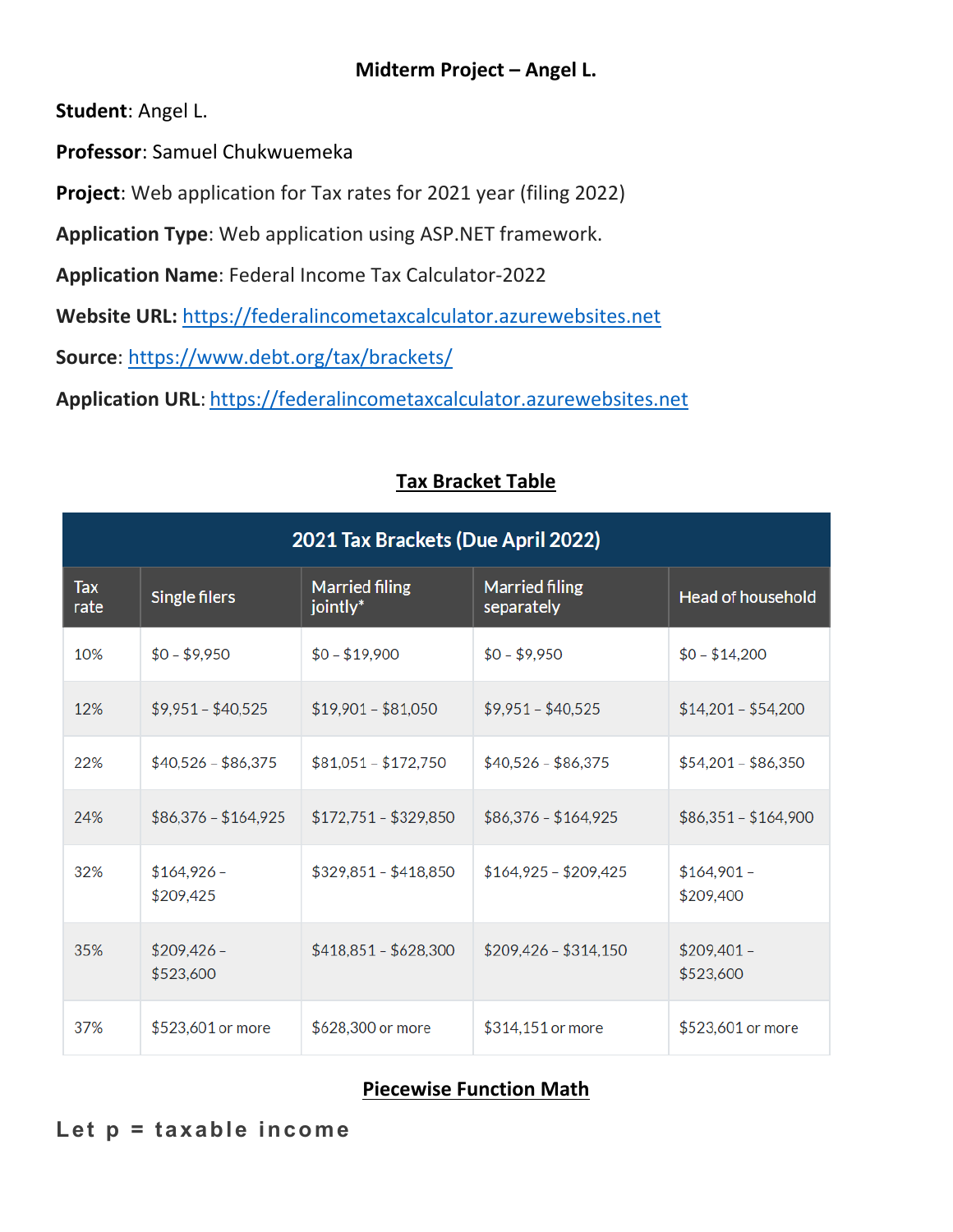# Midterm Project – Angel L.

**Student**: Angel L.

**Professor**: Samuel Chukwuemeka

**Project**: Web application for Tax rates for 2021 year (filing 2022)

**Application Type**: Web application using ASP.NET framework.

**Application Name**: Federal Income Tax Calculator-2022

**Website URL:** https://federalincometaxcalculator.azurewebsites.net

**Source**: https://www.debt.org/tax/brackets/

**Application URL**: https://federalincometaxcalculator.azurewebsites.net

## Tax Bracket Table

| 2021 Tax Brackets (Due April 2022) | | | | |
|---|---|---|---|---|
| Tax rate | Single filers | Married filing jointly* | Married filing separately | Head of household |
| 10% | $0 – $9,950 | $0 – $19,900 | $0 – $9,950 | $0 – $14,200 |
| 12% | $9,951 – $40,525 | $19,901 – $81,050 | $9,951 – $40,525 | $14,201 – $54,200 |
| 22% | $40,526 – $86,375 | $81,051 – $172,750 | $40,526 – $86,375 | $54,201 – $86,350 |
| 24% | $86,376 – $164,925 | $172,751 - $329,850 | $86,376 - $164,925 | $86,351 – $164,900 |
| 32% | $164,926 – $209,425 | $329,851 - $418,850 | $164,925 - $209,425 | $164,901 – $209,400 |
| 35% | $209,426 – $523,600 | $418,851 - $628,300 | $209,426 - $314,150 | $209,401 – $523,600 |
| 37% | $523,601 or more | $628,300 or more | $314,151 or more | $523,601 or more |

## Piecewise Function Math

Let p = taxable income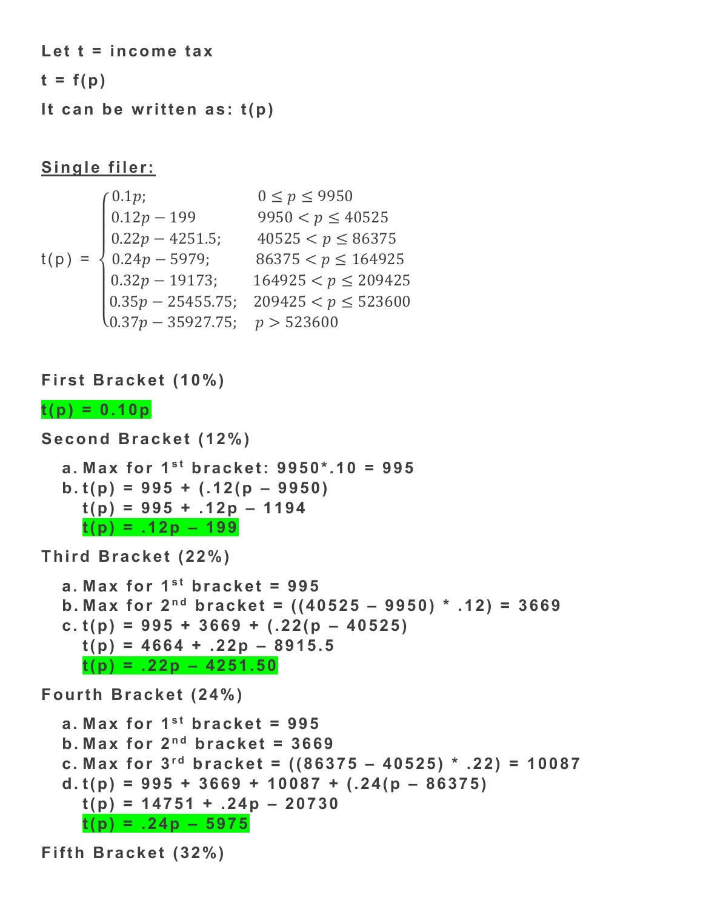**Let t = income tax**

**t = f(p)**

**It can be written as: t(p)**

**<u>Single filer:</u>**

$$
t(p) = \begin{cases} 0.1p; & 0 \le p \le 9950 \\ 0.12p - 199 & 9950 < p \le 40525 \\ 0.22p - 4251.5; & 40525 < p \le 86375 \\ 0.24p - 5979; & 86375 < p \le 164925 \\ 0.32p - 19173; & 164925 < p \le 209425 \\ 0.35p - 25455.75; & 209425 < p \le 523600 \\ 0.37p - 35927.75; & p > 523600 \end{cases}
$$

**First Bracket (10%)**

**t(p) = 0.10p**

**Second Bracket (12%)**

a. **Max for 1st bracket: 9950*.10 = 995**
b. **t(p) = 995 + (.12(p – 9950)**
   **t(p) = 995 + .12p – 1194**
   **t(p) = .12p – 199**

**Third Bracket (22%)**

a. **Max for 1st bracket = 995**
b. **Max for 2nd bracket = ((40525 – 9950) * .12) = 3669**
c. **t(p) = 995 + 3669 + (.22(p – 40525)**
   **t(p) = 4664 + .22p – 8915.5**
   **t(p) = .22p – 4251.50**

**Fourth Bracket (24%)**

a. **Max for 1st bracket = 995**
b. **Max for 2nd bracket = 3669**
c. **Max for 3rd bracket = ((86375 – 40525) * .22) = 10087**
d. **t(p) = 995 + 3669 + 10087 + (.24(p – 86375)**
   **t(p) = 14751 + .24p – 20730**
   **t(p) = .24p – 5975**

**Fifth Bracket (32%)**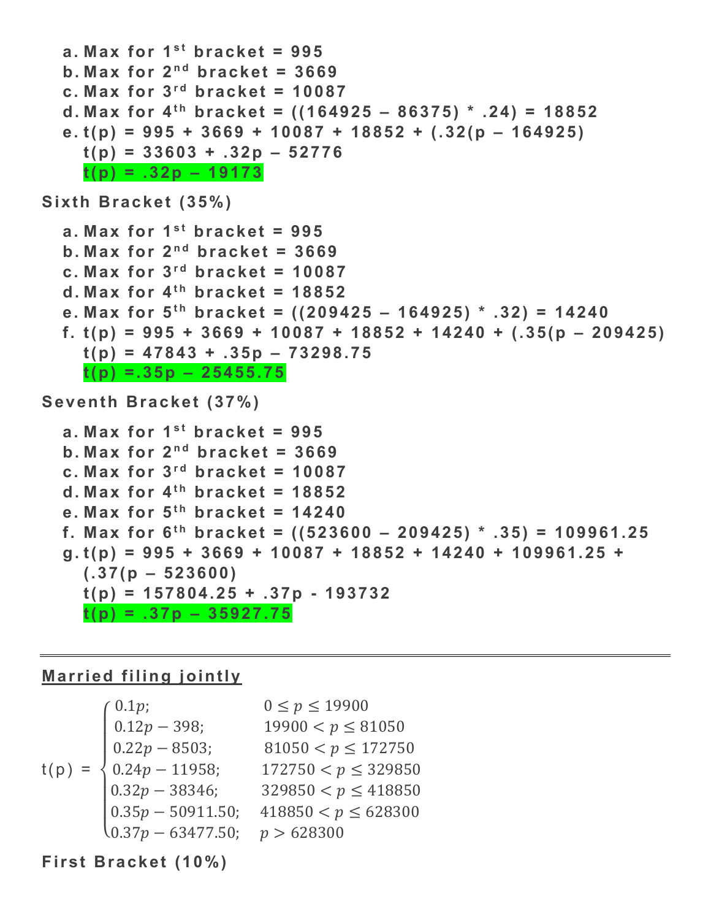a. **Max for 1st bracket = 995**
b. **Max for 2nd bracket = 3669**
c. **Max for 3rd bracket = 10087**
d. **Max for 4th bracket = ((164925 – 86375) * .24) = 18852**
e. **t(p) = 995 + 3669 + 10087 + 18852 + (.32(p – 164925)**
   **t(p) = 33603 + .32p – 52776**
   **t(p) = .32p – 19173**

**Sixth Bracket (35%)**

a. **Max for 1st bracket = 995**
b. **Max for 2nd bracket = 3669**
c. **Max for 3rd bracket = 10087**
d. **Max for 4th bracket = 18852**
e. **Max for 5th bracket = ((209425 – 164925) * .32) = 14240**
f. **t(p) = 995 + 3669 + 10087 + 18852 + 14240 + (.35(p – 209425)**
   **t(p) = 47843 + .35p – 73298.75**
   **t(p) =.35p – 25455.75**

**Seventh Bracket (37%)**

a. **Max for 1st bracket = 995**
b. **Max for 2nd bracket = 3669**
c. **Max for 3rd bracket = 10087**
d. **Max for 4th bracket = 18852**
e. **Max for 5th bracket = 14240**
f. **Max for 6th bracket = ((523600 – 209425) * .35) = 109961.25**
g. **t(p) = 995 + 3669 + 10087 + 18852 + 14240 + 109961.25 + (.37(p – 523600)**
   **t(p) = 157804.25 + .37p - 193732**
   **t(p) = .37p – 35927.75**

---

**Married filing jointly**

$$
t(p) = \begin{cases} 0.1p; & 0 \le p \le 19900 \\ 0.12p - 398; & 19900 < p \le 81050 \\ 0.22p - 8503; & 81050 < p \le 172750 \\ 0.24p - 11958; & 172750 < p \le 329850 \\ 0.32p - 38346; & 329850 < p \le 418850 \\ 0.35p - 50911.50; & 418850 < p \le 628300 \\ 0.37p - 63477.50; & p > 628300 \end{cases}
$$

**First Bracket (10%)**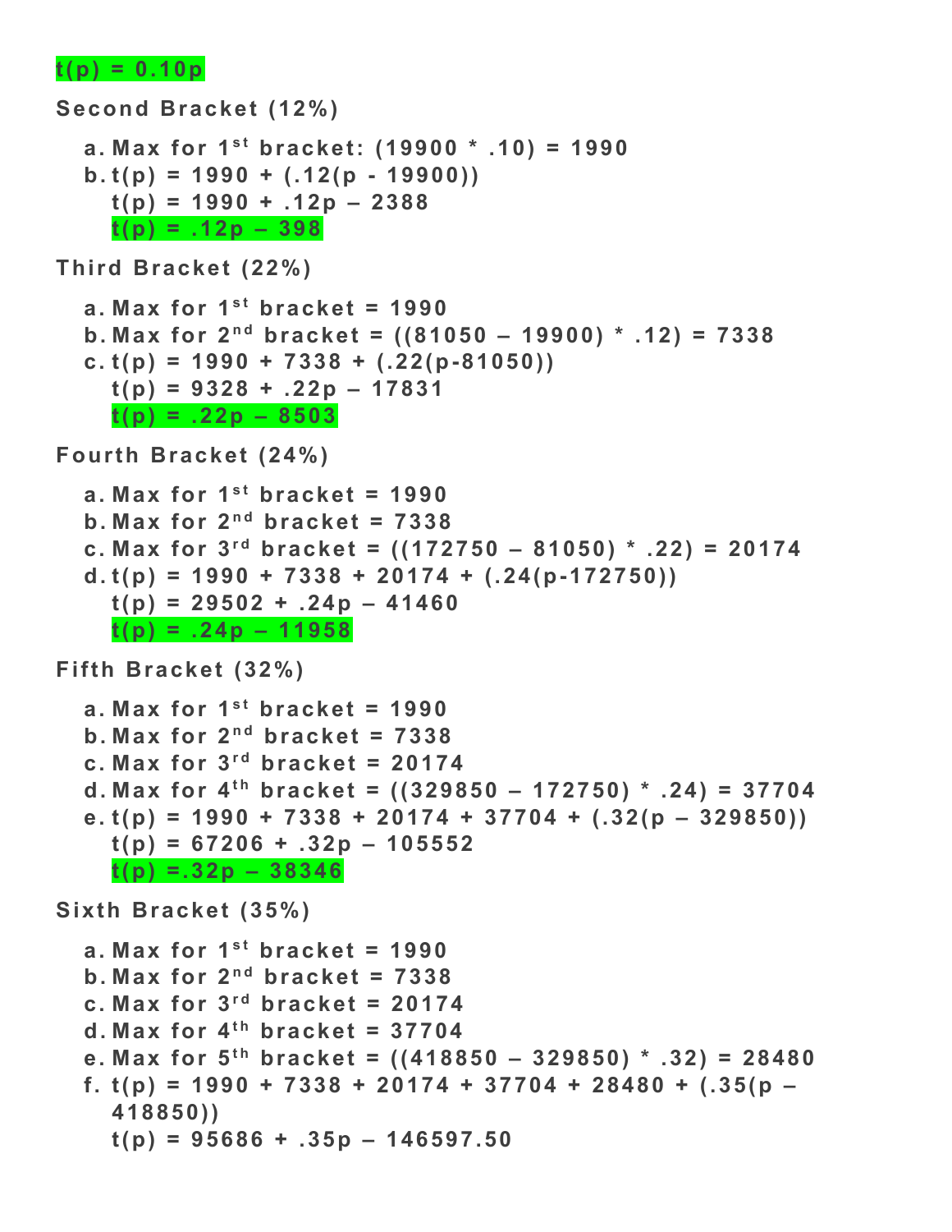$t(p) = 0.10p$

Second Bracket (12%)

a. Max for 1st bracket: $(19900 * .10) = 1990$
b. $t(p) = 1990 + (.12(p - 19900))$
   $t(p) = 1990 + .12p - 2388$
   $t(p) = .12p - 398$

Third Bracket (22%)

a. Max for 1st bracket = 1990
b. Max for 2nd bracket = $((81050 - 19900) * .12) = 7338$
c. $t(p) = 1990 + 7338 + (.22(p-81050))$
   $t(p) = 9328 + .22p - 17831$
   $t(p) = .22p - 8503$

Fourth Bracket (24%)

a. Max for 1st bracket = 1990
b. Max for 2nd bracket = 7338
c. Max for 3rd bracket = $((172750 - 81050) * .22) = 20174$
d. $t(p) = 1990 + 7338 + 20174 + (.24(p-172750))$
   $t(p) = 29502 + .24p - 41460$
   $t(p) = .24p - 11958$

Fifth Bracket (32%)

a. Max for 1st bracket = 1990
b. Max for 2nd bracket = 7338
c. Max for 3rd bracket = 20174
d. Max for 4th bracket = $((329850 - 172750) * .24) = 37704$
e. $t(p) = 1990 + 7338 + 20174 + 37704 + (.32(p - 329850))$
   $t(p) = 67206 + .32p - 105552$
   $t(p) = .32p - 38346$

Sixth Bracket (35%)

a. Max for 1st bracket = 1990
b. Max for 2nd bracket = 7338
c. Max for 3rd bracket = 20174
d. Max for 4th bracket = 37704
e. Max for 5th bracket = $((418850 - 329850) * .32) = 28480$
f. $t(p) = 1990 + 7338 + 20174 + 37704 + 28480 + (.35(p - 418850))$
   $t(p) = 95686 + .35p - 146597.50$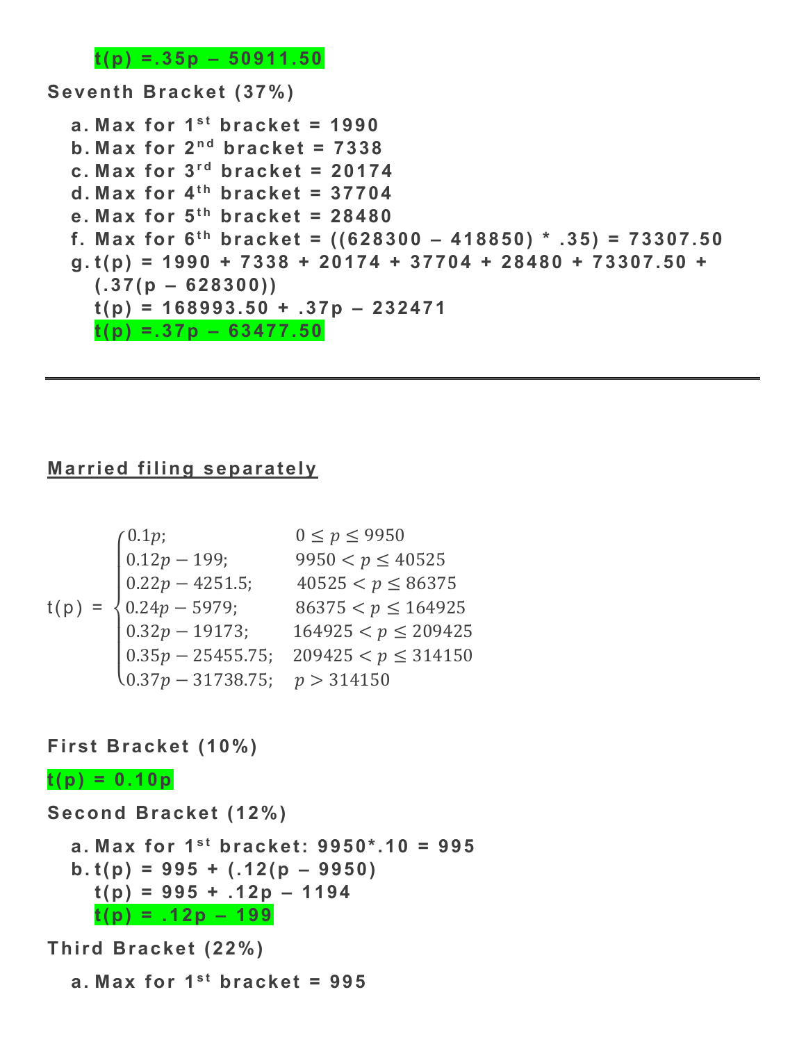**t(p) =.35p – 50911.50**

**Seventh Bracket (37%)**

a. **Max for 1st bracket = 1990**
b. **Max for 2nd bracket = 7338**
c. **Max for 3rd bracket = 20174**
d. **Max for 4th bracket = 37704**
e. **Max for 5th bracket = 28480**
f. **Max for 6th bracket = ((628300 – 418850) * .35) = 73307.50**
g. **t(p) = 1990 + 7338 + 20174 + 37704 + 28480 + 73307.50 + (.37(p – 628300))**
   **t(p) = 168993.50 + .37p – 232471**
   **t(p) =.37p – 63477.50**

---

## Married filing separately

$$
t(p) = \begin{cases} 0.1p; & 0 \le p \le 9950 \\ 0.12p - 199; & 9950 < p \le 40525 \\ 0.22p - 4251.5; & 40525 < p \le 86375 \\ 0.24p - 5979; & 86375 < p \le 164925 \\ 0.32p - 19173; & 164925 < p \le 209425 \\ 0.35p - 25455.75; & 209425 < p \le 314150 \\ 0.37p - 31738.75; & p > 314150 \end{cases}
$$

**First Bracket (10%)**

**t(p) = 0.10p**

**Second Bracket (12%)**

a. **Max for 1st bracket: 9950*.10 = 995**
b. **t(p) = 995 + (.12(p – 9950)**
   **t(p) = 995 + .12p – 1194**
   **t(p) = .12p – 199**

**Third Bracket (22%)**

a. **Max for 1st bracket = 995**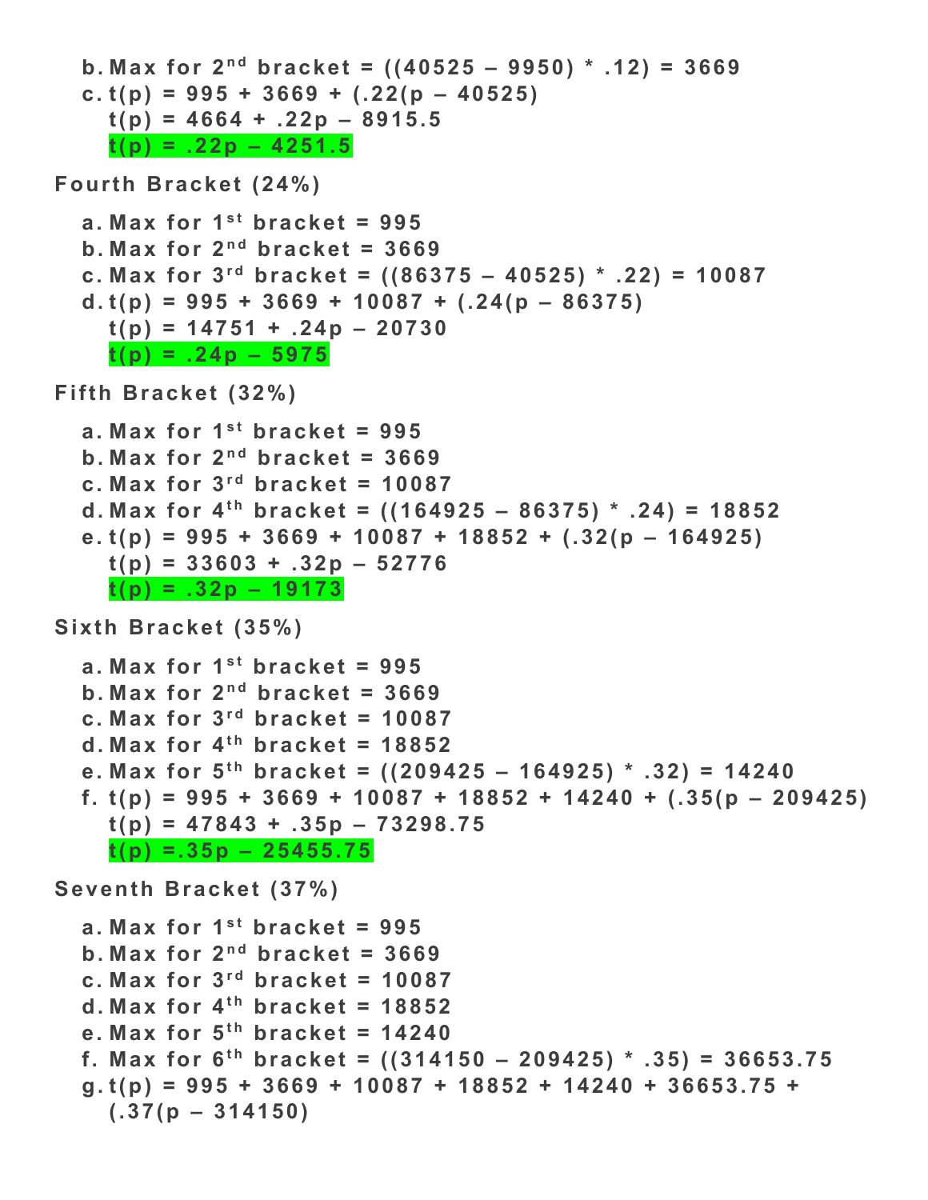b. Max for 2nd bracket = ((40525 – 9950) * .12) = 3669
c. t(p) = 995 + 3669 + (.22(p – 40525)
   t(p) = 4664 + .22p – 8915.5
   **t(p) = .22p – 4251.5**

### Fourth Bracket (24%)

a. Max for 1st bracket = 995
b. Max for 2nd bracket = 3669
c. Max for 3rd bracket = ((86375 – 40525) * .22) = 10087
d. t(p) = 995 + 3669 + 10087 + (.24(p – 86375)
   t(p) = 14751 + .24p – 20730
   **t(p) = .24p – 5975**

### Fifth Bracket (32%)

a. Max for 1st bracket = 995
b. Max for 2nd bracket = 3669
c. Max for 3rd bracket = 10087
d. Max for 4th bracket = ((164925 – 86375) * .24) = 18852
e. t(p) = 995 + 3669 + 10087 + 18852 + (.32(p – 164925)
   t(p) = 33603 + .32p – 52776
   **t(p) = .32p – 19173**

### Sixth Bracket (35%)

a. Max for 1st bracket = 995
b. Max for 2nd bracket = 3669
c. Max for 3rd bracket = 10087
d. Max for 4th bracket = 18852
e. Max for 5th bracket = ((209425 – 164925) * .32) = 14240
f. t(p) = 995 + 3669 + 10087 + 18852 + 14240 + (.35(p – 209425)
   t(p) = 47843 + .35p – 73298.75
   **t(p) =.35p – 25455.75**

### Seventh Bracket (37%)

a. Max for 1st bracket = 995
b. Max for 2nd bracket = 3669
c. Max for 3rd bracket = 10087
d. Max for 4th bracket = 18852
e. Max for 5th bracket = 14240
f. Max for 6th bracket = ((314150 – 209425) * .35) = 36653.75
g. t(p) = 995 + 3669 + 10087 + 18852 + 14240 + 36653.75 + (.37(p – 314150)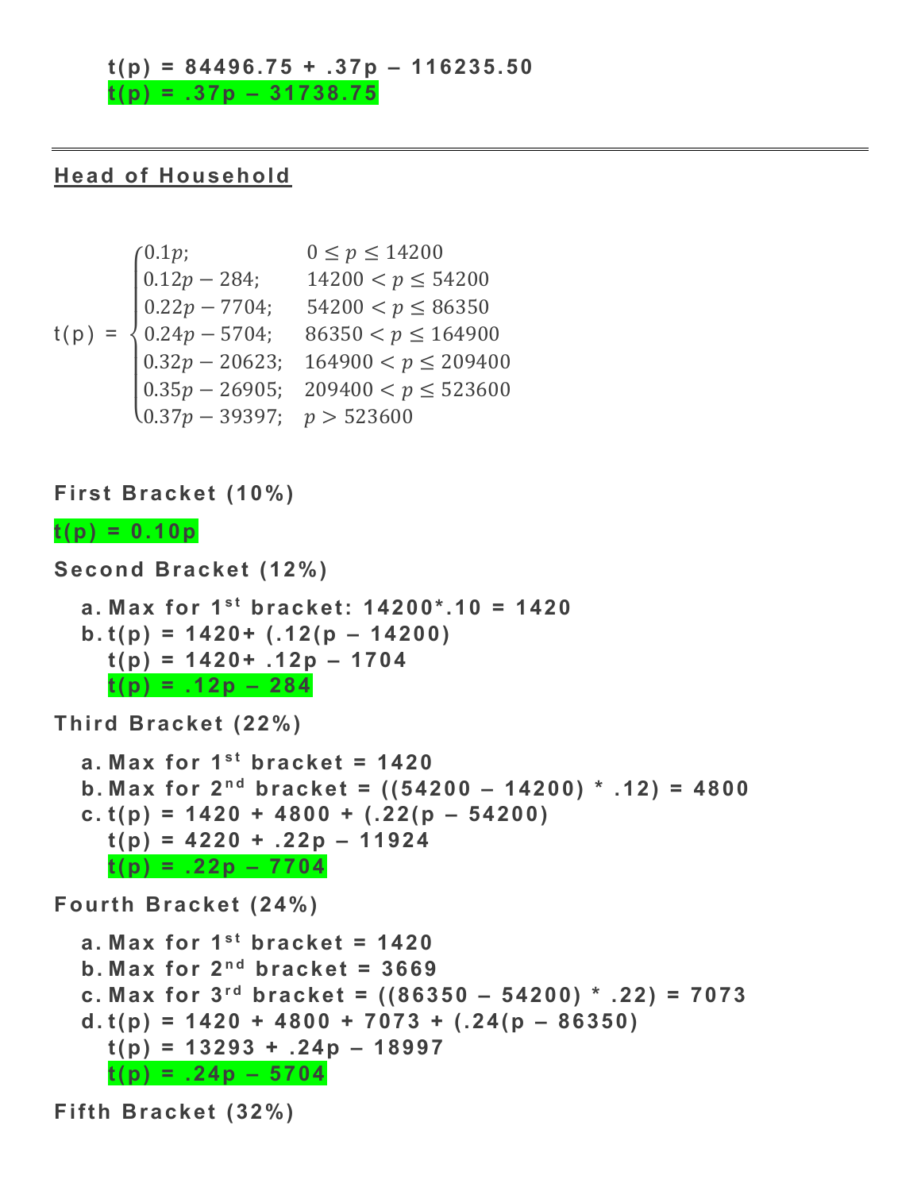t(p) = 84496.75 + .37p – 116235.50
**t(p) = .37p – 31738.75**

---

## Head of Household

$$
t(p) = \begin{cases} 0.1p; & 0 \leq p \leq 14200 \\ 0.12p - 284; & 14200 < p \leq 54200 \\ 0.22p - 7704; & 54200 < p \leq 86350 \\ 0.24p - 5704; & 86350 < p \leq 164900 \\ 0.32p - 20623; & 164900 < p \leq 209400 \\ 0.35p - 26905; & 209400 < p \leq 523600 \\ 0.37p - 39397; & p > 523600 \end{cases}
$$

**First Bracket (10%)**

**t(p) = 0.10p**

**Second Bracket (12%)**

a. Max for 1st bracket: 14200*.10 = 1420
b. t(p) = 1420+ (.12(p – 14200)
   t(p) = 1420+ .12p – 1704
   **t(p) = .12p – 284**

**Third Bracket (22%)**

a. Max for 1st bracket = 1420
b. Max for 2nd bracket = ((54200 – 14200) * .12) = 4800
c. t(p) = 1420 + 4800 + (.22(p – 54200)
   t(p) = 4220 + .22p – 11924
   **t(p) = .22p – 7704**

**Fourth Bracket (24%)**

a. Max for 1st bracket = 1420
b. Max for 2nd bracket = 3669
c. Max for 3rd bracket = ((86350 – 54200) * .22) = 7073
d. t(p) = 1420 + 4800 + 7073 + (.24(p – 86350)
   t(p) = 13293 + .24p – 18997
   **t(p) = .24p – 5704**

**Fifth Bracket (32%)**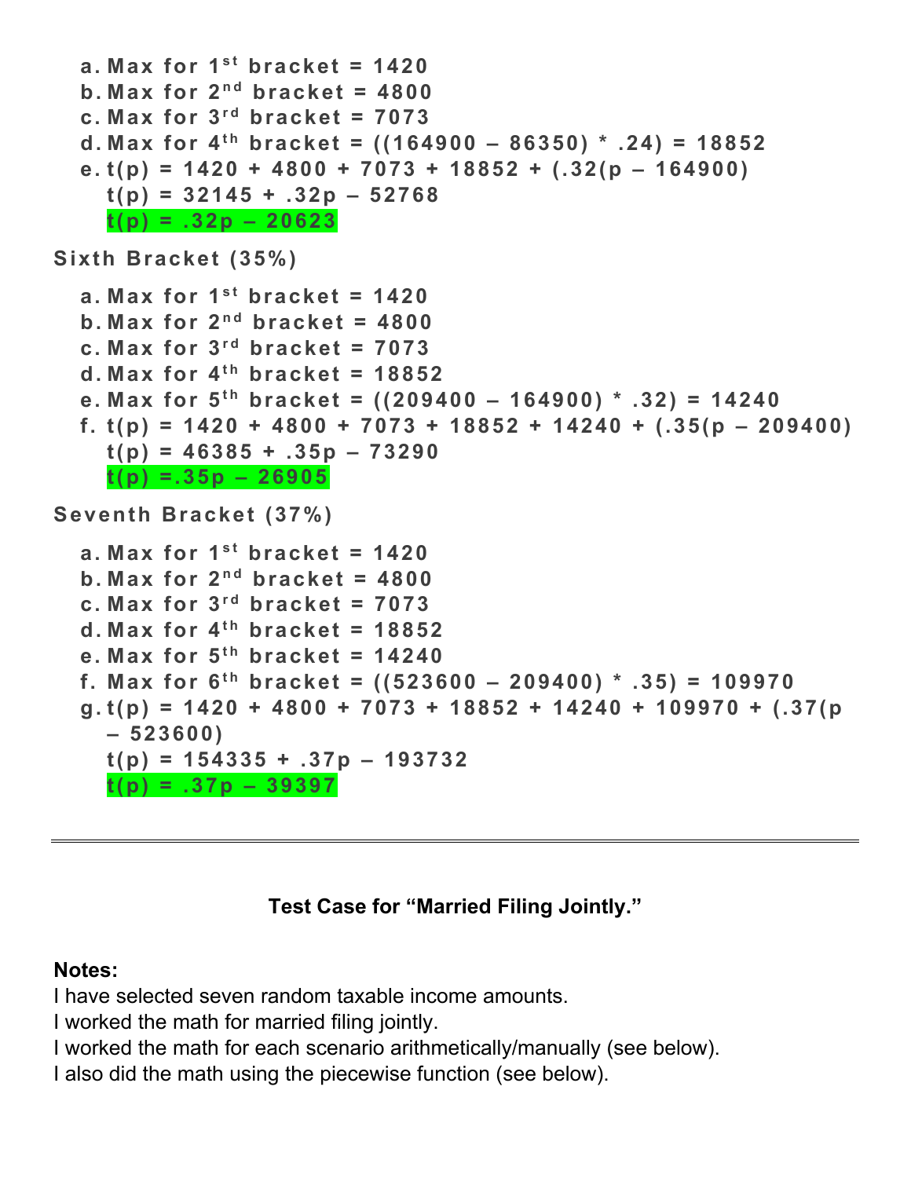a. Max for $1^{st}$ bracket = 1420
b. Max for $2^{nd}$ bracket = 4800
c. Max for $3^{rd}$ bracket = 7073
d. Max for $4^{th}$ bracket = ((164900 – 86350) * .24) = 18852
e. t(p) = 1420 + 4800 + 7073 + 18852 + (.32(p – 164900)
   t(p) = 32145 + .32p – 52768
   **t(p) = .32p – 20623**

**Sixth Bracket (35%)**

a. Max for $1^{st}$ bracket = 1420
b. Max for $2^{nd}$ bracket = 4800
c. Max for $3^{rd}$ bracket = 7073
d. Max for $4^{th}$ bracket = 18852
e. Max for $5^{th}$ bracket = ((209400 – 164900) * .32) = 14240
f. t(p) = 1420 + 4800 + 7073 + 18852 + 14240 + (.35(p – 209400)
   t(p) = 46385 + .35p – 73290
   **t(p) =.35p – 26905**

**Seventh Bracket (37%)**

a. Max for $1^{st}$ bracket = 1420
b. Max for $2^{nd}$ bracket = 4800
c. Max for $3^{rd}$ bracket = 7073
d. Max for $4^{th}$ bracket = 18852
e. Max for $5^{th}$ bracket = 14240
f. Max for $6^{th}$ bracket = ((523600 – 209400) * .35) = 109970
g. t(p) = 1420 + 4800 + 7073 + 18852 + 14240 + 109970 + (.37(p – 523600)
   t(p) = 154335 + .37p – 193732
   **t(p) = .37p – 39397**

---

**Test Case for "Married Filing Jointly."**

**Notes:**
I have selected seven random taxable income amounts.
I worked the math for married filing jointly.
I worked the math for each scenario arithmetically/manually (see below).
I also did the math using the piecewise function (see below).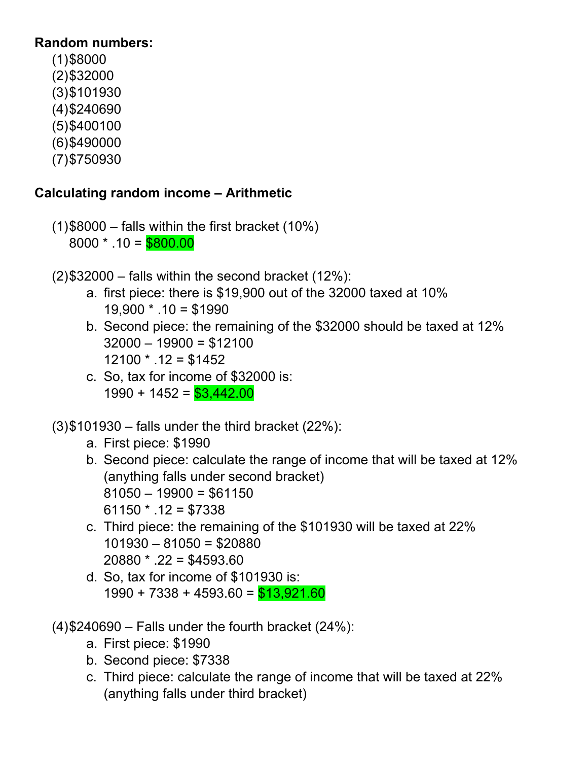**Random numbers:**

(1)$8000
(2)$32000
(3)$101930
(4)$240690
(5)$400100
(6)$490000
(7)$750930

**Calculating random income – Arithmetic**

(1)$8000 – falls within the first bracket (10%)
8000 * .10 = $800.00

(2)$32000 – falls within the second bracket (12%):

a. first piece: there is $19,900 out of the 32000 taxed at 10%
19,900 * .10 = $1990
b. Second piece: the remaining of the $32000 should be taxed at 12%
32000 – 19900 = $12100
12100 * .12 = $1452
c. So, tax for income of $32000 is:
1990 + 1452 = $3,442.00

(3)$101930 – falls under the third bracket (22%):

a. First piece: $1990
b. Second piece: calculate the range of income that will be taxed at 12% (anything falls under second bracket)
81050 – 19900 = $61150
61150 * .12 = $7338
c. Third piece: the remaining of the $101930 will be taxed at 22%
101930 – 81050 = $20880
20880 * .22 = $4593.60
d. So, tax for income of $101930 is:
1990 + 7338 + 4593.60 = $13,921.60

(4)$240690 – Falls under the fourth bracket (24%):

a. First piece: $1990
b. Second piece: $7338
c. Third piece: calculate the range of income that will be taxed at 22% (anything falls under third bracket)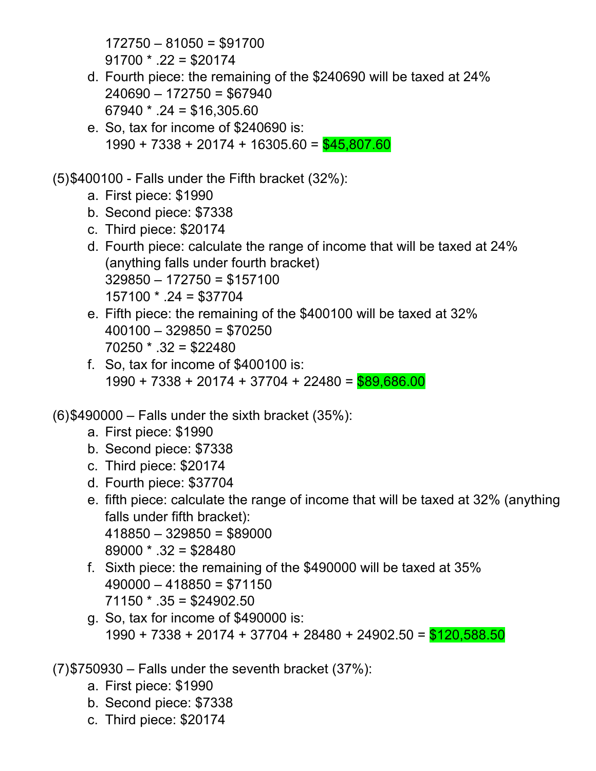172750 – 81050 = $91700
91700 * .22 = $20174

d. Fourth piece: the remaining of the $240690 will be taxed at 24%
   240690 – 172750 = $67940
   67940 * .24 = $16,305.60
e. So, tax for income of $240690 is:
   1990 + 7338 + 20174 + 16305.60 = **$45,807.60**

(5)$400100 - Falls under the Fifth bracket (32%):

a. First piece: $1990
b. Second piece: $7338
c. Third piece: $20174
d. Fourth piece: calculate the range of income that will be taxed at 24% (anything falls under fourth bracket)
   329850 – 172750 = $157100
   157100 * .24 = $37704
e. Fifth piece: the remaining of the $400100 will be taxed at 32%
   400100 – 329850 = $70250
   70250 * .32 = $22480
f. So, tax for income of $400100 is:
   1990 + 7338 + 20174 + 37704 + 22480 = **$89,686.00**

(6)$490000 – Falls under the sixth bracket (35%):

a. First piece: $1990
b. Second piece: $7338
c. Third piece: $20174
d. Fourth piece: $37704
e. fifth piece: calculate the range of income that will be taxed at 32% (anything falls under fifth bracket):
   418850 – 329850 = $89000
   89000 * .32 = $28480
f. Sixth piece: the remaining of the $490000 will be taxed at 35%
   490000 – 418850 = $71150
   71150 * .35 = $24902.50
g. So, tax for income of $490000 is:
   1990 + 7338 + 20174 + 37704 + 28480 + 24902.50 = **$120,588.50**

(7)$750930 – Falls under the seventh bracket (37%):

a. First piece: $1990
b. Second piece: $7338
c. Third piece: $20174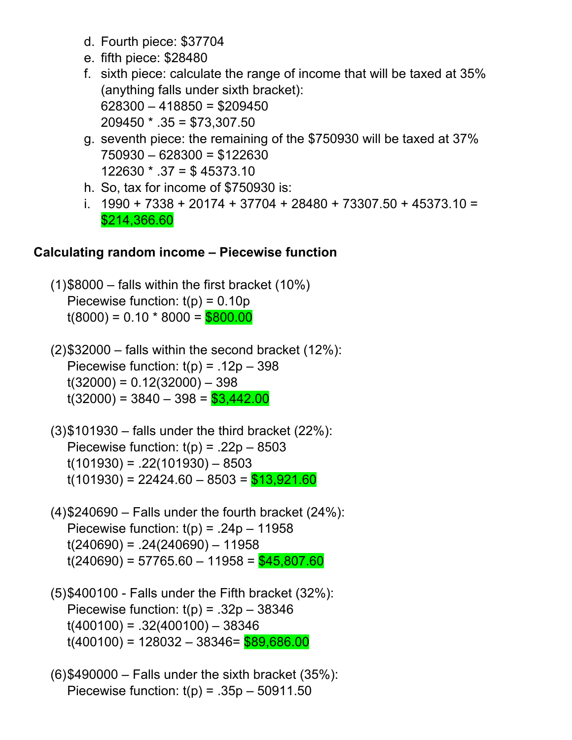d. Fourth piece: $37704
e. fifth piece: $28480
f. sixth piece: calculate the range of income that will be taxed at 35% (anything falls under sixth bracket):
   628300 – 418850 = $209450
   209450 * .35 = $73,307.50
g. seventh piece: the remaining of the $750930 will be taxed at 37%
   750930 – 628300 = $122630
   122630 * .37 = $ 45373.10
h. So, tax for income of $750930 is:
i. 1990 + 7338 + 20174 + 37704 + 28480 + 73307.50 + 45373.10 = $214,366.60

**Calculating random income – Piecewise function**

(1) $8000 – falls within the first bracket (10%)
Piecewise function: $t(p) = 0.10p$
$t(8000) = 0.10 * 8000 =$ $800.00

(2) $32000 – falls within the second bracket (12%):
Piecewise function: $t(p) = .12p - 398$
$t(32000) = 0.12(32000) - 398$
$t(32000) = 3840 - 398 =$ $3,442.00

(3) $101930 – falls under the third bracket (22%):
Piecewise function: $t(p) = .22p - 8503$
$t(101930) = .22(101930) - 8503$
$t(101930) = 22424.60 - 8503 =$ $13,921.60

(4) $240690 – Falls under the fourth bracket (24%):
Piecewise function: $t(p) = .24p - 11958$
$t(240690) = .24(240690) - 11958$
$t(240690) = 57765.60 - 11958 =$ $45,807.60

(5) $400100 - Falls under the Fifth bracket (32%):
Piecewise function: $t(p) = .32p - 38346$
$t(400100) = .32(400100) - 38346$
$t(400100) = 128032 - 38346 =$ $89,686.00

(6) $490000 – Falls under the sixth bracket (35%):
Piecewise function: $t(p) = .35p - 50911.50$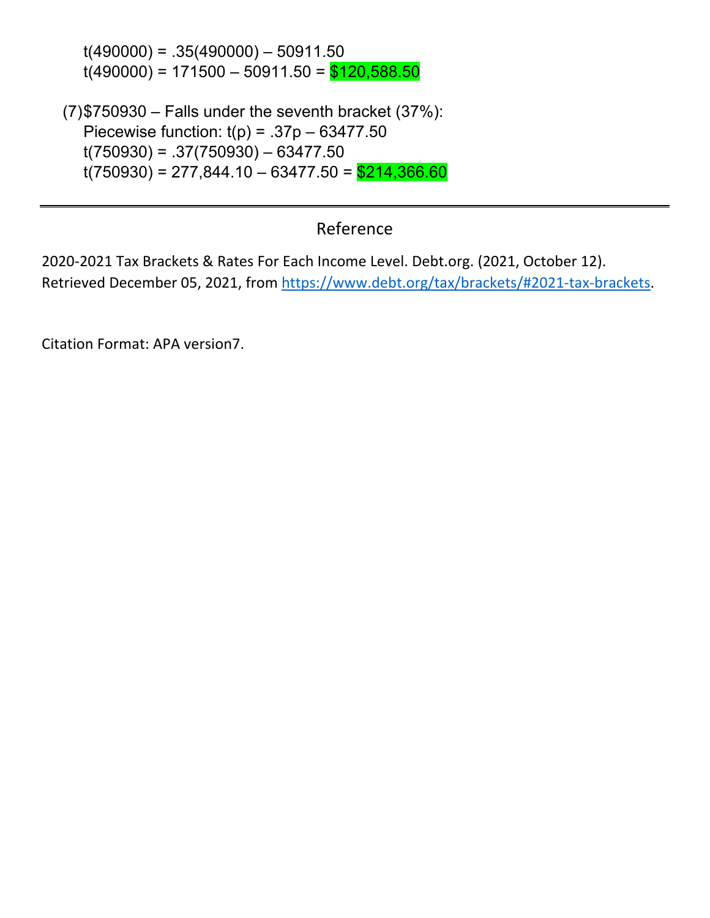$t(490000) = .35(490000) – 50911.50$
$t(490000) = 171500 – 50911.50 =$ **$120,588.50**

(7) $750930 – Falls under the seventh bracket (37%):
Piecewise function: $t(p) = .37p – 63477.50$
$t(750930) = .37(750930) – 63477.50$
$t(750930) = 277{,}844.10 – 63477.50 =$ **$214,366.60**

---

## Reference

2020-2021 Tax Brackets & Rates For Each Income Level. Debt.org. (2021, October 12). Retrieved December 05, 2021, from [https://www.debt.org/tax/brackets/#2021-tax-brackets](https://www.debt.org/tax/brackets/#2021-tax-brackets).

Citation Format: APA version7.